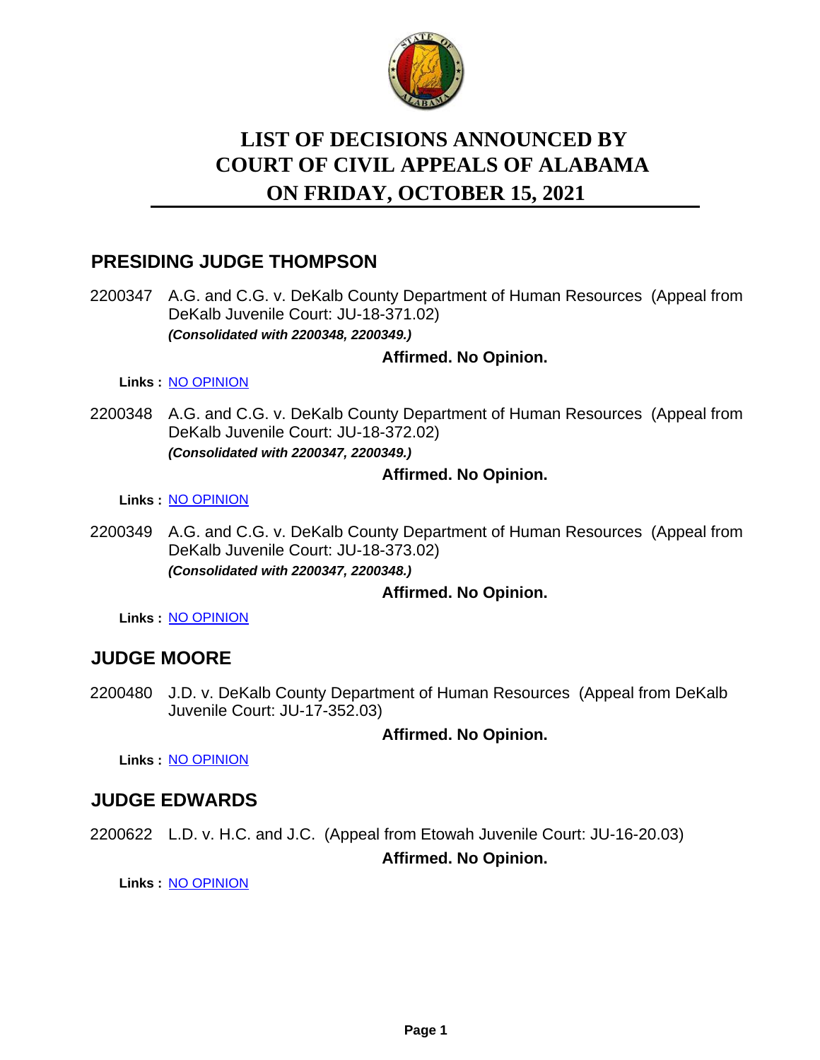# LIST OF DECISIONS ANNOUNCED BY COURT OF CIVIL APPEALS OF ALABAMA ON FRIDAY, OCTOBER 15, 2021

## PRESIDING JUDGE THOMPSON

2200347 A.G. and C.G. v. DeKalb County Department of Human Resources (Appeal from DeKalb Juvenile Court: JU-18-371.02)
***(Consolidated with 2200348, 2200349.)***

**Affirmed. No Opinion.**

**Links :** NO OPINION

2200348 A.G. and C.G. v. DeKalb County Department of Human Resources (Appeal from DeKalb Juvenile Court: JU-18-372.02)
***(Consolidated with 2200347, 2200349.)***

**Affirmed. No Opinion.**

**Links :** NO OPINION

2200349 A.G. and C.G. v. DeKalb County Department of Human Resources (Appeal from DeKalb Juvenile Court: JU-18-373.02)
***(Consolidated with 2200347, 2200348.)***

**Affirmed. No Opinion.**

**Links :** NO OPINION

## JUDGE MOORE

2200480 J.D. v. DeKalb County Department of Human Resources (Appeal from DeKalb Juvenile Court: JU-17-352.03)

**Affirmed. No Opinion.**

**Links :** NO OPINION

## JUDGE EDWARDS

2200622 L.D. v. H.C. and J.C. (Appeal from Etowah Juvenile Court: JU-16-20.03)

**Affirmed. No Opinion.**

**Links :** NO OPINION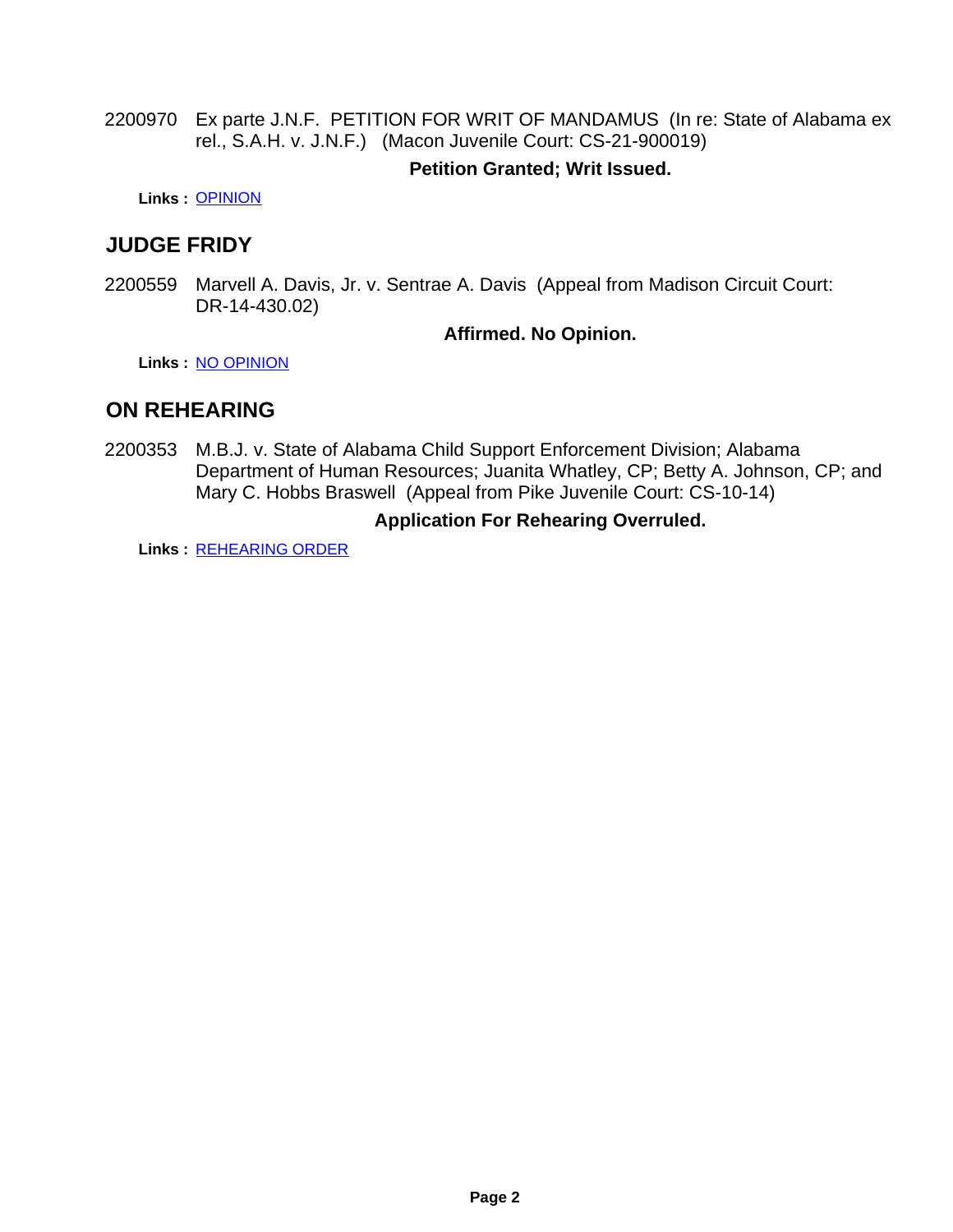2200970 Ex parte J.N.F. PETITION FOR WRIT OF MANDAMUS (In re: State of Alabama ex rel., S.A.H. v. J.N.F.) (Macon Juvenile Court: CS-21-900019)

**Petition Granted; Writ Issued.**

**Links :** OPINION

## JUDGE FRIDY

2200559 Marvell A. Davis, Jr. v. Sentrae A. Davis (Appeal from Madison Circuit Court: DR-14-430.02)

**Affirmed. No Opinion.**

**Links :** NO OPINION

## ON REHEARING

2200353 M.B.J. v. State of Alabama Child Support Enforcement Division; Alabama Department of Human Resources; Juanita Whatley, CP; Betty A. Johnson, CP; and Mary C. Hobbs Braswell (Appeal from Pike Juvenile Court: CS-10-14)

**Application For Rehearing Overruled.**

**Links :** REHEARING ORDER